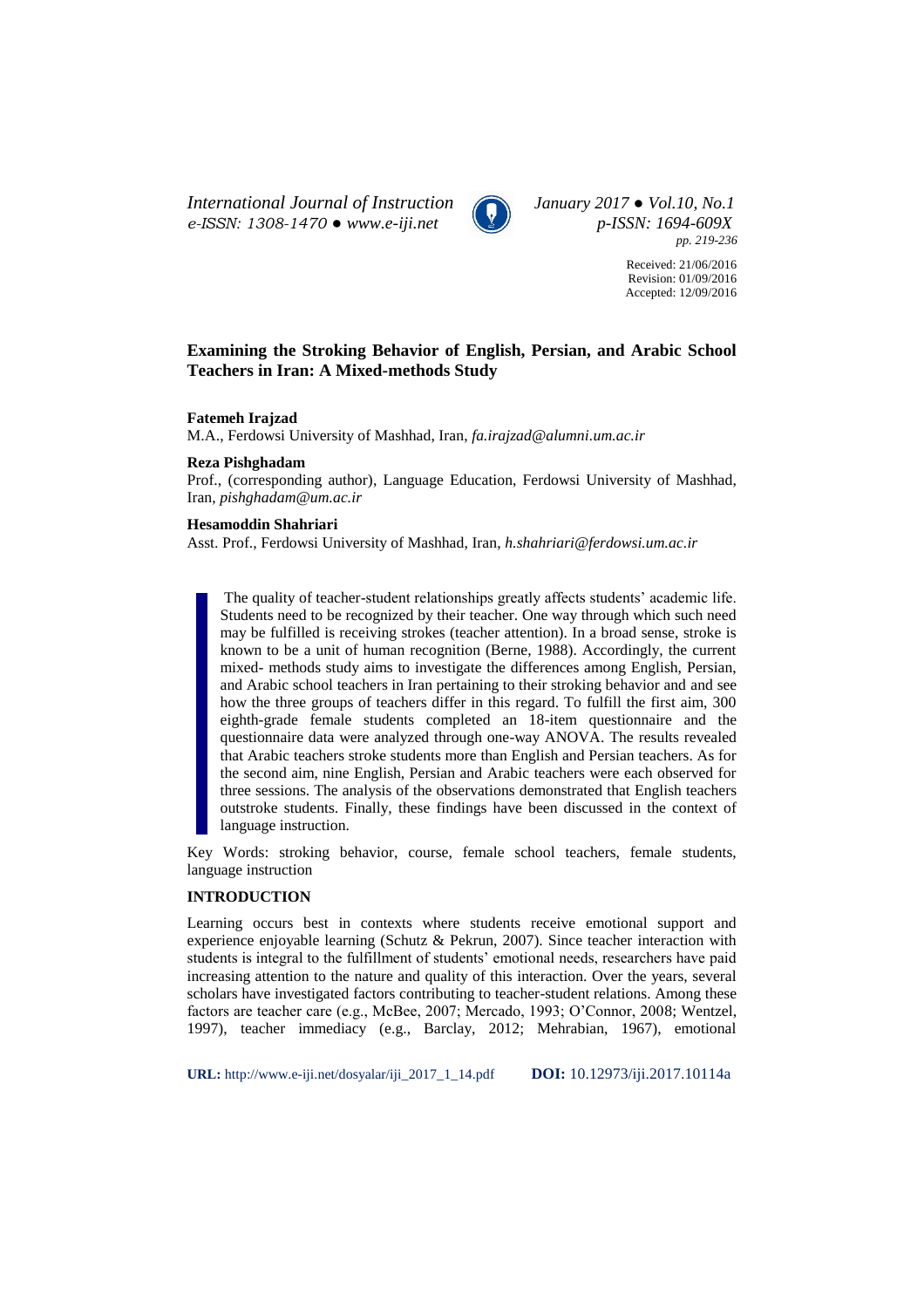# Examining the Stroking Behavior of English, Persian, and Arabic School Teachers in Iran: A Mixed-methods Study

**Fatemeh Irajzad**
M.A., Ferdowsi University of Mashhad, Iran, *fa.irajzad@alumni.um.ac.ir*

**Reza Pishghadam**
Prof., (corresponding author), Language Education, Ferdowsi University of Mashhad, Iran, *pishghadam@um.ac.ir*

**Hesamoddin Shahriari**
Asst. Prof., Ferdowsi University of Mashhad, Iran, *h.shahriari@ferdowsi.um.ac.ir*

Received: 21/06/2016
Revision: 01/09/2016
Accepted: 12/09/2016

The quality of teacher-student relationships greatly affects students' academic life. Students need to be recognized by their teacher. One way through which such need may be fulfilled is receiving strokes (teacher attention). In a broad sense, stroke is known to be a unit of human recognition (Berne, 1988). Accordingly, the current mixed- methods study aims to investigate the differences among English, Persian, and Arabic school teachers in Iran pertaining to their stroking behavior and and see how the three groups of teachers differ in this regard. To fulfill the first aim, 300 eighth-grade female students completed an 18-item questionnaire and the questionnaire data were analyzed through one-way ANOVA. The results revealed that Arabic teachers stroke students more than English and Persian teachers. As for the second aim, nine English, Persian and Arabic teachers were each observed for three sessions. The analysis of the observations demonstrated that English teachers outstroke students. Finally, these findings have been discussed in the context of language instruction.

Key Words: stroking behavior, course, female school teachers, female students, language instruction

## INTRODUCTION

Learning occurs best in contexts where students receive emotional support and experience enjoyable learning (Schutz & Pekrun, 2007). Since teacher interaction with students is integral to the fulfillment of students' emotional needs, researchers have paid increasing attention to the nature and quality of this interaction. Over the years, several scholars have investigated factors contributing to teacher-student relations. Among these factors are teacher care (e.g., McBee, 2007; Mercado, 1993; O'Connor, 2008; Wentzel, 1997), teacher immediacy (e.g., Barclay, 2012; Mehrabian, 1967), emotional

**URL:** http://www.e-iji.net/dosyalar/iji_2017_1_14.pdf **DOI:** 10.12973/iji.2017.10114a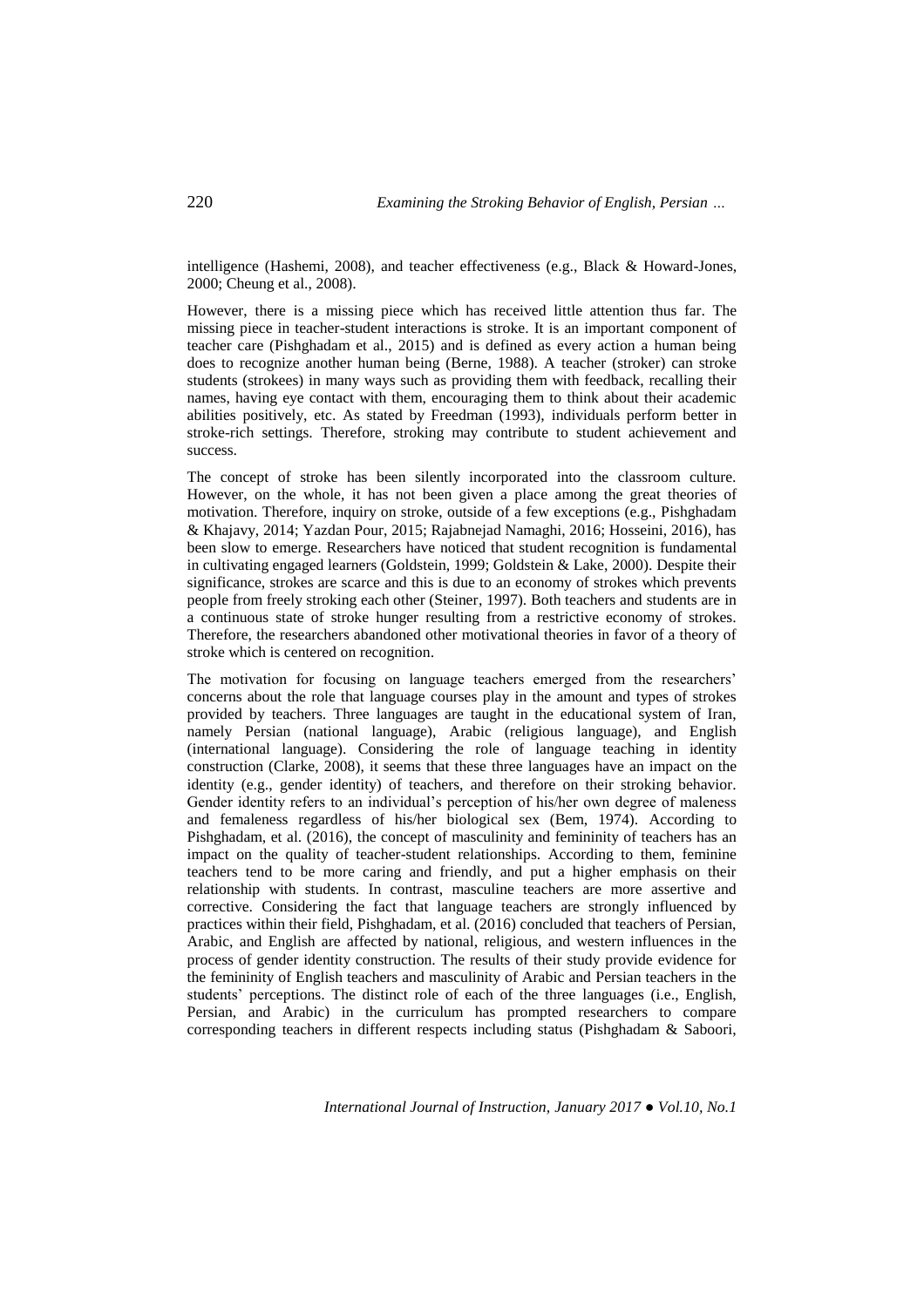intelligence (Hashemi, 2008), and teacher effectiveness (e.g., Black & Howard-Jones, 2000; Cheung et al., 2008).

However, there is a missing piece which has received little attention thus far. The missing piece in teacher-student interactions is stroke. It is an important component of teacher care (Pishghadam et al., 2015) and is defined as every action a human being does to recognize another human being (Berne, 1988). A teacher (stroker) can stroke students (strokees) in many ways such as providing them with feedback, recalling their names, having eye contact with them, encouraging them to think about their academic abilities positively, etc. As stated by Freedman (1993), individuals perform better in stroke-rich settings. Therefore, stroking may contribute to student achievement and success.

The concept of stroke has been silently incorporated into the classroom culture. However, on the whole, it has not been given a place among the great theories of motivation. Therefore, inquiry on stroke, outside of a few exceptions (e.g., Pishghadam & Khajavy, 2014; Yazdan Pour, 2015; Rajabnejad Namaghi, 2016; Hosseini, 2016), has been slow to emerge. Researchers have noticed that student recognition is fundamental in cultivating engaged learners (Goldstein, 1999; Goldstein & Lake, 2000). Despite their significance, strokes are scarce and this is due to an economy of strokes which prevents people from freely stroking each other (Steiner, 1997). Both teachers and students are in a continuous state of stroke hunger resulting from a restrictive economy of strokes. Therefore, the researchers abandoned other motivational theories in favor of a theory of stroke which is centered on recognition.

The motivation for focusing on language teachers emerged from the researchers' concerns about the role that language courses play in the amount and types of strokes provided by teachers. Three languages are taught in the educational system of Iran, namely Persian (national language), Arabic (religious language), and English (international language). Considering the role of language teaching in identity construction (Clarke, 2008), it seems that these three languages have an impact on the identity (e.g., gender identity) of teachers, and therefore on their stroking behavior. Gender identity refers to an individual's perception of his/her own degree of maleness and femaleness regardless of his/her biological sex (Bem, 1974). According to Pishghadam, et al. (2016), the concept of masculinity and femininity of teachers has an impact on the quality of teacher-student relationships. According to them, feminine teachers tend to be more caring and friendly, and put a higher emphasis on their relationship with students. In contrast, masculine teachers are more assertive and corrective. Considering the fact that language teachers are strongly influenced by practices within their field, Pishghadam, et al. (2016) concluded that teachers of Persian, Arabic, and English are affected by national, religious, and western influences in the process of gender identity construction. The results of their study provide evidence for the femininity of English teachers and masculinity of Arabic and Persian teachers in the students' perceptions. The distinct role of each of the three languages (i.e., English, Persian, and Arabic) in the curriculum has prompted researchers to compare corresponding teachers in different respects including status (Pishghadam & Saboori,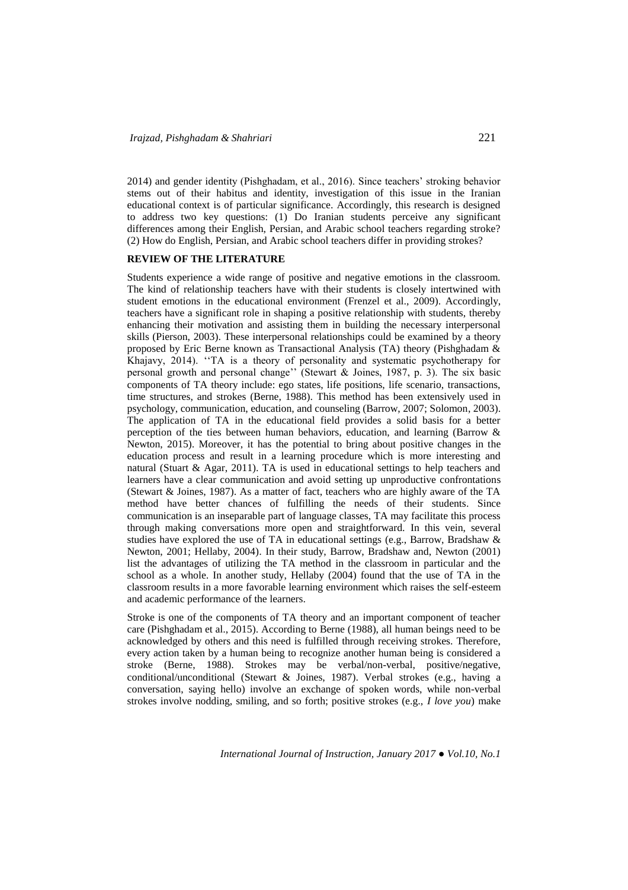2014) and gender identity (Pishghadam, et al., 2016). Since teachers' stroking behavior stems out of their habitus and identity, investigation of this issue in the Iranian educational context is of particular significance. Accordingly, this research is designed to address two key questions: (1) Do Iranian students perceive any significant differences among their English, Persian, and Arabic school teachers regarding stroke? (2) How do English, Persian, and Arabic school teachers differ in providing strokes?

## REVIEW OF THE LITERATURE

Students experience a wide range of positive and negative emotions in the classroom. The kind of relationship teachers have with their students is closely intertwined with student emotions in the educational environment (Frenzel et al., 2009). Accordingly, teachers have a significant role in shaping a positive relationship with students, thereby enhancing their motivation and assisting them in building the necessary interpersonal skills (Pierson, 2003). These interpersonal relationships could be examined by a theory proposed by Eric Berne known as Transactional Analysis (TA) theory (Pishghadam & Khajavy, 2014). ''TA is a theory of personality and systematic psychotherapy for personal growth and personal change'' (Stewart & Joines, 1987, p. 3). The six basic components of TA theory include: ego states, life positions, life scenario, transactions, time structures, and strokes (Berne, 1988). This method has been extensively used in psychology, communication, education, and counseling (Barrow, 2007; Solomon, 2003). The application of TA in the educational field provides a solid basis for a better perception of the ties between human behaviors, education, and learning (Barrow & Newton, 2015). Moreover, it has the potential to bring about positive changes in the education process and result in a learning procedure which is more interesting and natural (Stuart & Agar, 2011). TA is used in educational settings to help teachers and learners have a clear communication and avoid setting up unproductive confrontations (Stewart & Joines, 1987). As a matter of fact, teachers who are highly aware of the TA method have better chances of fulfilling the needs of their students. Since communication is an inseparable part of language classes, TA may facilitate this process through making conversations more open and straightforward. In this vein, several studies have explored the use of TA in educational settings (e.g., Barrow, Bradshaw & Newton, 2001; Hellaby, 2004). In their study, Barrow, Bradshaw and, Newton (2001) list the advantages of utilizing the TA method in the classroom in particular and the school as a whole. In another study, Hellaby (2004) found that the use of TA in the classroom results in a more favorable learning environment which raises the self-esteem and academic performance of the learners.

Stroke is one of the components of TA theory and an important component of teacher care (Pishghadam et al., 2015). According to Berne (1988), all human beings need to be acknowledged by others and this need is fulfilled through receiving strokes. Therefore, every action taken by a human being to recognize another human being is considered a stroke (Berne, 1988). Strokes may be verbal/non-verbal, positive/negative, conditional/unconditional (Stewart & Joines, 1987). Verbal strokes (e.g., having a conversation, saying hello) involve an exchange of spoken words, while non-verbal strokes involve nodding, smiling, and so forth; positive strokes (e.g., *I love you*) make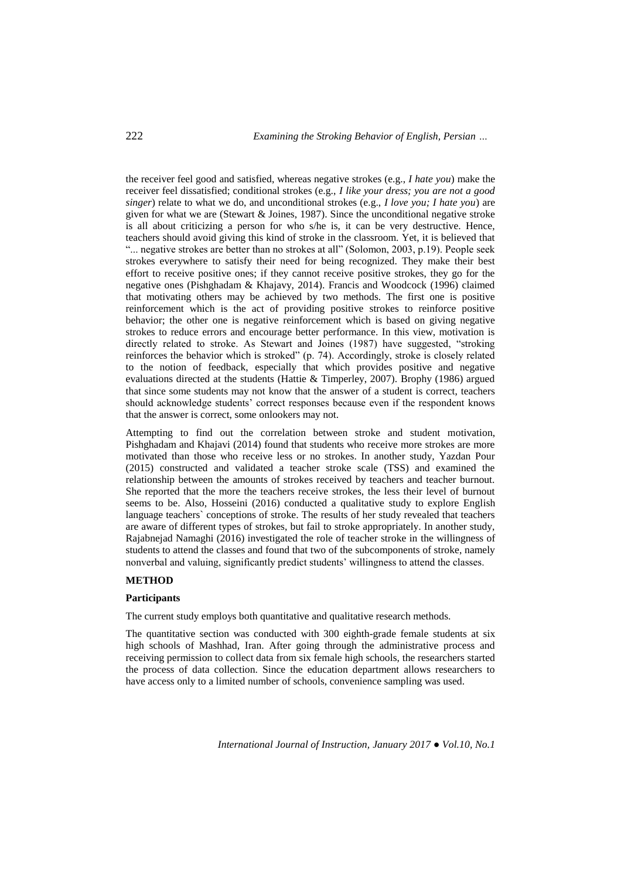the receiver feel good and satisfied, whereas negative strokes (e.g., *I hate you*) make the receiver feel dissatisfied; conditional strokes (e.g., *I like your dress; you are not a good singer*) relate to what we do, and unconditional strokes (e.g., *I love you; I hate you*) are given for what we are (Stewart & Joines, 1987). Since the unconditional negative stroke is all about criticizing a person for who s/he is, it can be very destructive. Hence, teachers should avoid giving this kind of stroke in the classroom. Yet, it is believed that "... negative strokes are better than no strokes at all" (Solomon, 2003, p.19). People seek strokes everywhere to satisfy their need for being recognized. They make their best effort to receive positive ones; if they cannot receive positive strokes, they go for the negative ones (Pishghadam & Khajavy, 2014). Francis and Woodcock (1996) claimed that motivating others may be achieved by two methods. The first one is positive reinforcement which is the act of providing positive strokes to reinforce positive behavior; the other one is negative reinforcement which is based on giving negative strokes to reduce errors and encourage better performance. In this view, motivation is directly related to stroke. As Stewart and Joines (1987) have suggested, "stroking reinforces the behavior which is stroked" (p. 74). Accordingly, stroke is closely related to the notion of feedback, especially that which provides positive and negative evaluations directed at the students (Hattie & Timperley, 2007). Brophy (1986) argued that since some students may not know that the answer of a student is correct, teachers should acknowledge students' correct responses because even if the respondent knows that the answer is correct, some onlookers may not.

Attempting to find out the correlation between stroke and student motivation, Pishghadam and Khajavi (2014) found that students who receive more strokes are more motivated than those who receive less or no strokes. In another study, Yazdan Pour (2015) constructed and validated a teacher stroke scale (TSS) and examined the relationship between the amounts of strokes received by teachers and teacher burnout. She reported that the more the teachers receive strokes, the less their level of burnout seems to be. Also, Hosseini (2016) conducted a qualitative study to explore English language teachers` conceptions of stroke. The results of her study revealed that teachers are aware of different types of strokes, but fail to stroke appropriately. In another study, Rajabnejad Namaghi (2016) investigated the role of teacher stroke in the willingness of students to attend the classes and found that two of the subcomponents of stroke, namely nonverbal and valuing, significantly predict students' willingness to attend the classes.

## METHOD

### Participants

The current study employs both quantitative and qualitative research methods.

The quantitative section was conducted with 300 eighth-grade female students at six high schools of Mashhad, Iran. After going through the administrative process and receiving permission to collect data from six female high schools, the researchers started the process of data collection. Since the education department allows researchers to have access only to a limited number of schools, convenience sampling was used.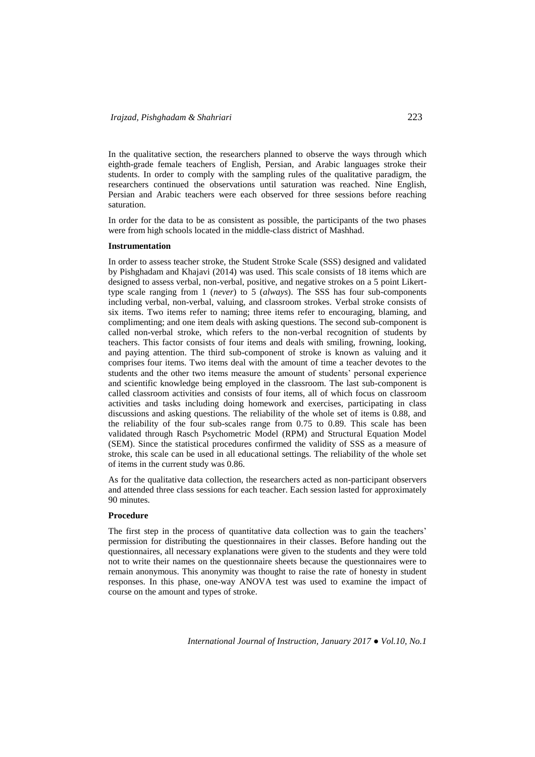In the qualitative section, the researchers planned to observe the ways through which eighth-grade female teachers of English, Persian, and Arabic languages stroke their students. In order to comply with the sampling rules of the qualitative paradigm, the researchers continued the observations until saturation was reached. Nine English, Persian and Arabic teachers were each observed for three sessions before reaching saturation.

In order for the data to be as consistent as possible, the participants of the two phases were from high schools located in the middle-class district of Mashhad.

**Instrumentation**

In order to assess teacher stroke, the Student Stroke Scale (SSS) designed and validated by Pishghadam and Khajavi (2014) was used. This scale consists of 18 items which are designed to assess verbal, non-verbal, positive, and negative strokes on a 5 point Likert-type scale ranging from 1 (*never*) to 5 (*always*). The SSS has four sub-components including verbal, non-verbal, valuing, and classroom strokes. Verbal stroke consists of six items. Two items refer to naming; three items refer to encouraging, blaming, and complimenting; and one item deals with asking questions. The second sub-component is called non-verbal stroke, which refers to the non-verbal recognition of students by teachers. This factor consists of four items and deals with smiling, frowning, looking, and paying attention. The third sub-component of stroke is known as valuing and it comprises four items. Two items deal with the amount of time a teacher devotes to the students and the other two items measure the amount of students' personal experience and scientific knowledge being employed in the classroom. The last sub-component is called classroom activities and consists of four items, all of which focus on classroom activities and tasks including doing homework and exercises, participating in class discussions and asking questions. The reliability of the whole set of items is 0.88, and the reliability of the four sub-scales range from 0.75 to 0.89. This scale has been validated through Rasch Psychometric Model (RPM) and Structural Equation Model (SEM). Since the statistical procedures confirmed the validity of SSS as a measure of stroke, this scale can be used in all educational settings. The reliability of the whole set of items in the current study was 0.86.

As for the qualitative data collection, the researchers acted as non-participant observers and attended three class sessions for each teacher. Each session lasted for approximately 90 minutes.

**Procedure**

The first step in the process of quantitative data collection was to gain the teachers' permission for distributing the questionnaires in their classes. Before handing out the questionnaires, all necessary explanations were given to the students and they were told not to write their names on the questionnaire sheets because the questionnaires were to remain anonymous. This anonymity was thought to raise the rate of honesty in student responses. In this phase, one-way ANOVA test was used to examine the impact of course on the amount and types of stroke.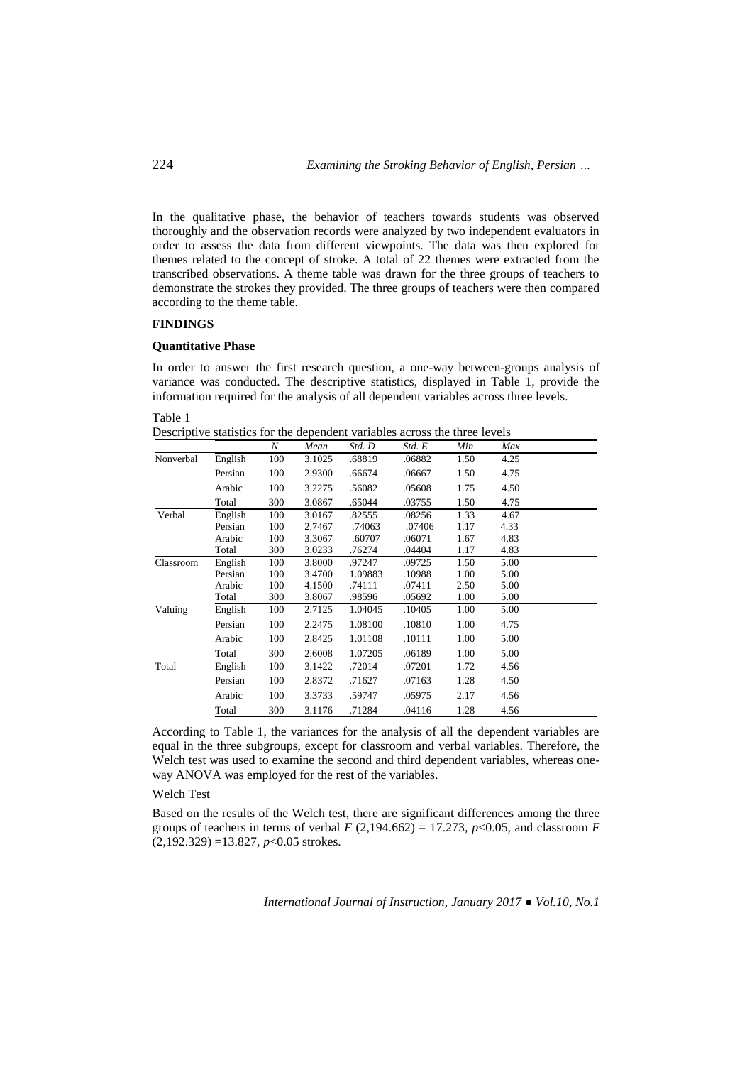In the qualitative phase, the behavior of teachers towards students was observed thoroughly and the observation records were analyzed by two independent evaluators in order to assess the data from different viewpoints. The data was then explored for themes related to the concept of stroke. A total of 22 themes were extracted from the transcribed observations. A theme table was drawn for the three groups of teachers to demonstrate the strokes they provided. The three groups of teachers were then compared according to the theme table.

## FINDINGS

### Quantitative Phase

In order to answer the first research question, a one-way between-groups analysis of variance was conducted. The descriptive statistics, displayed in Table 1, provide the information required for the analysis of all dependent variables across three levels.

Table 1
Descriptive statistics for the dependent variables across the three levels

| | | *N* | *Mean* | *Std. D* | *Std. E* | *Min* | *Max* |
|---|---|---|---|---|---|---|---|
| Nonverbal | English | 100 | 3.1025 | .68819 | .06882 | 1.50 | 4.25 |
| | Persian | 100 | 2.9300 | .66674 | .06667 | 1.50 | 4.75 |
| | Arabic | 100 | 3.2275 | .56082 | .05608 | 1.75 | 4.50 |
| | Total | 300 | 3.0867 | .65044 | .03755 | 1.50 | 4.75 |
| Verbal | English | 100 | 3.0167 | .82555 | .08256 | 1.33 | 4.67 |
| | Persian | 100 | 2.7467 | .74063 | .07406 | 1.17 | 4.33 |
| | Arabic | 100 | 3.3067 | .60707 | .06071 | 1.67 | 4.83 |
| | Total | 300 | 3.0233 | .76274 | .04404 | 1.17 | 4.83 |
| Classroom | English | 100 | 3.8000 | .97247 | .09725 | 1.50 | 5.00 |
| | Persian | 100 | 3.4700 | 1.09883 | .10988 | 1.00 | 5.00 |
| | Arabic | 100 | 4.1500 | .74111 | .07411 | 2.50 | 5.00 |
| | Total | 300 | 3.8067 | .98596 | .05692 | 1.00 | 5.00 |
| Valuing | English | 100 | 2.7125 | 1.04045 | .10405 | 1.00 | 5.00 |
| | Persian | 100 | 2.2475 | 1.08100 | .10810 | 1.00 | 4.75 |
| | Arabic | 100 | 2.8425 | 1.01108 | .10111 | 1.00 | 5.00 |
| | Total | 300 | 2.6008 | 1.07205 | .06189 | 1.00 | 5.00 |
| Total | English | 100 | 3.1422 | .72014 | .07201 | 1.72 | 4.56 |
| | Persian | 100 | 2.8372 | .71627 | .07163 | 1.28 | 4.50 |
| | Arabic | 100 | 3.3733 | .59747 | .05975 | 2.17 | 4.56 |
| | Total | 300 | 3.1176 | .71284 | .04116 | 1.28 | 4.56 |

According to Table 1, the variances for the analysis of all the dependent variables are equal in the three subgroups, except for classroom and verbal variables. Therefore, the Welch test was used to examine the second and third dependent variables, whereas one-way ANOVA was employed for the rest of the variables.

Welch Test

Based on the results of the Welch test, there are significant differences among the three groups of teachers in terms of verbal $F\,(2{,}194.662) = 17.273$, $p<0.05$, and classroom $F\,(2{,}192.329) = 13.827$, $p<0.05$ strokes.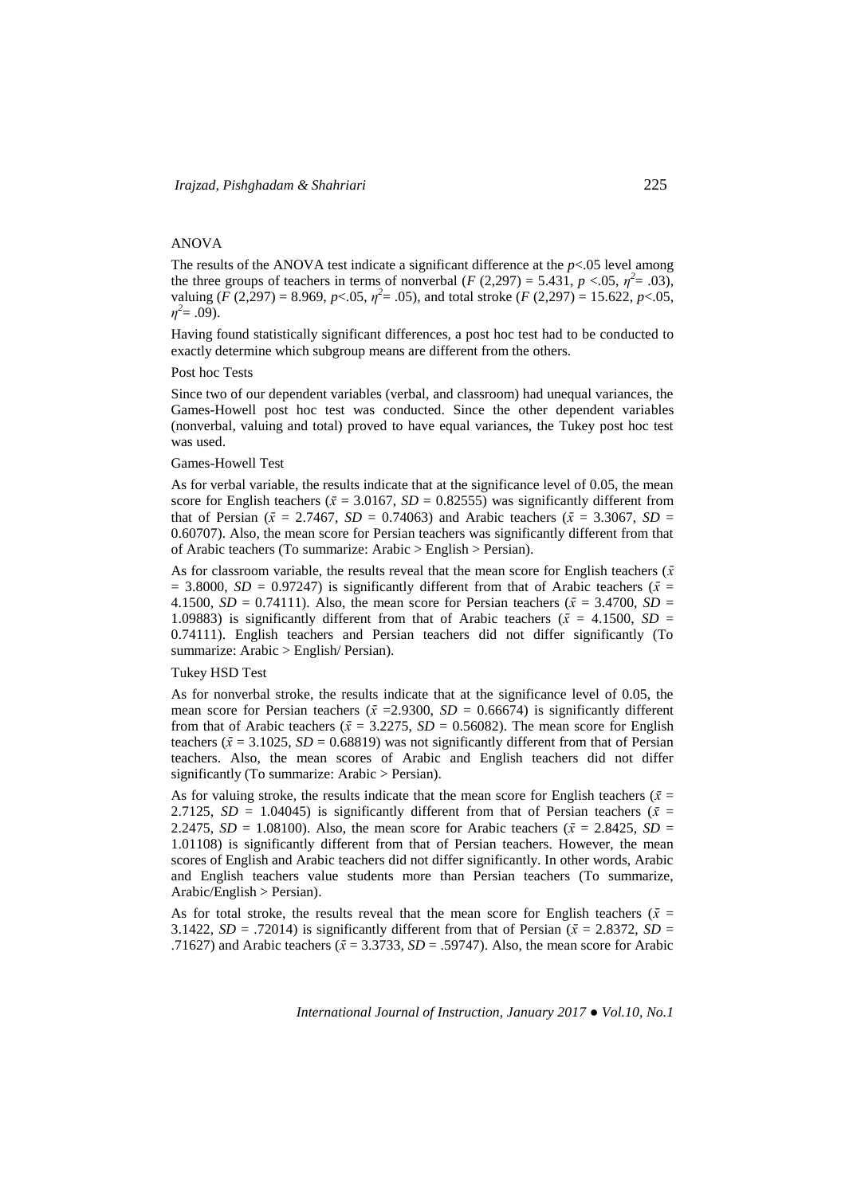### ANOVA

The results of the ANOVA test indicate a significant difference at the $p<.05$ level among the three groups of teachers in terms of nonverbal ($F$ (2,297) = 5.431, $p<.05$, $\eta^2 = .03$), valuing ($F$ (2,297) = 8.969, $p<.05$, $\eta^2 = .05$), and total stroke ($F$ (2,297) = 15.622, $p<.05$, $\eta^2 = .09$).

Having found statistically significant differences, a post hoc test had to be conducted to exactly determine which subgroup means are different from the others.

### Post hoc Tests

Since two of our dependent variables (verbal, and classroom) had unequal variances, the Games-Howell post hoc test was conducted. Since the other dependent variables (nonverbal, valuing and total) proved to have equal variances, the Tukey post hoc test was used.

#### Games-Howell Test

As for verbal variable, the results indicate that at the significance level of 0.05, the mean score for English teachers ($\bar{x}$ = 3.0167, $SD$ = 0.82555) was significantly different from that of Persian ($\bar{x}$ = 2.7467, $SD$ = 0.74063) and Arabic teachers ($\bar{x}$ = 3.3067, $SD$ = 0.60707). Also, the mean score for Persian teachers was significantly different from that of Arabic teachers (To summarize: Arabic > English > Persian).

As for classroom variable, the results reveal that the mean score for English teachers ($\bar{x}$ = 3.8000, $SD$ = 0.97247) is significantly different from that of Arabic teachers ($\bar{x}$ = 4.1500, $SD$ = 0.74111). Also, the mean score for Persian teachers ($\bar{x}$ = 3.4700, $SD$ = 1.09883) is significantly different from that of Arabic teachers ($\bar{x}$ = 4.1500, $SD$ = 0.74111). English teachers and Persian teachers did not differ significantly (To summarize: Arabic > English/ Persian).

#### Tukey HSD Test

As for nonverbal stroke, the results indicate that at the significance level of 0.05, the mean score for Persian teachers ($\bar{x}$ =2.9300, $SD$ = 0.66674) is significantly different from that of Arabic teachers ($\bar{x}$ = 3.2275, $SD$ = 0.56082). The mean score for English teachers ($\bar{x}$ = 3.1025, $SD$ = 0.68819) was not significantly different from that of Persian teachers. Also, the mean scores of Arabic and English teachers did not differ significantly (To summarize: Arabic > Persian).

As for valuing stroke, the results indicate that the mean score for English teachers ($\bar{x}$ = 2.7125, $SD$ = 1.04045) is significantly different from that of Persian teachers ($\bar{x}$ = 2.2475, $SD$ = 1.08100). Also, the mean score for Arabic teachers ($\bar{x}$ = 2.8425, $SD$ = 1.01108) is significantly different from that of Persian teachers. However, the mean scores of English and Arabic teachers did not differ significantly. In other words, Arabic and English teachers value students more than Persian teachers (To summarize, Arabic/English > Persian).

As for total stroke, the results reveal that the mean score for English teachers ($\bar{x}$ = 3.1422, $SD$ = .72014) is significantly different from that of Persian ($\bar{x}$ = 2.8372, $SD$ = .71627) and Arabic teachers ($\bar{x}$ = 3.3733, $SD$ = .59747). Also, the mean score for Arabic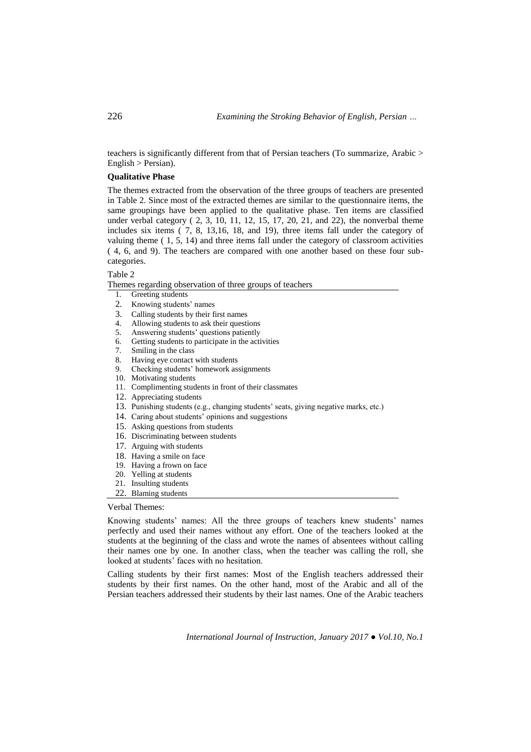teachers is significantly different from that of Persian teachers (To summarize, Arabic > English > Persian).

**Qualitative Phase**

The themes extracted from the observation of the three groups of teachers are presented in Table 2. Since most of the extracted themes are similar to the questionnaire items, the same groupings have been applied to the qualitative phase. Ten items are classified under verbal category ( 2, 3, 10, 11, 12, 15, 17, 20, 21, and 22), the nonverbal theme includes six items ( 7, 8, 13,16, 18, and 19), three items fall under the category of valuing theme ( 1, 5, 14) and three items fall under the category of classroom activities ( 4, 6, and 9). The teachers are compared with one another based on these four sub-categories.

Table 2

Themes regarding observation of three groups of teachers

1. Greeting students
2. Knowing students' names
3. Calling students by their first names
4. Allowing students to ask their questions
5. Answering students' questions patiently
6. Getting students to participate in the activities
7. Smiling in the class
8. Having eye contact with students
9. Checking students' homework assignments
10. Motivating students
11. Complimenting students in front of their classmates
12. Appreciating students
13. Punishing students (e.g., changing students' seats, giving negative marks, etc.)
14. Caring about students' opinions and suggestions
15. Asking questions from students
16. Discriminating between students
17. Arguing with students
18. Having a smile on face
19. Having a frown on face
20. Yelling at students
21. Insulting students
22. Blaming students

Verbal Themes:

Knowing students' names: All the three groups of teachers knew students' names perfectly and used their names without any effort. One of the teachers looked at the students at the beginning of the class and wrote the names of absentees without calling their names one by one. In another class, when the teacher was calling the roll, she looked at students' faces with no hesitation.

Calling students by their first names: Most of the English teachers addressed their students by their first names. On the other hand, most of the Arabic and all of the Persian teachers addressed their students by their last names. One of the Arabic teachers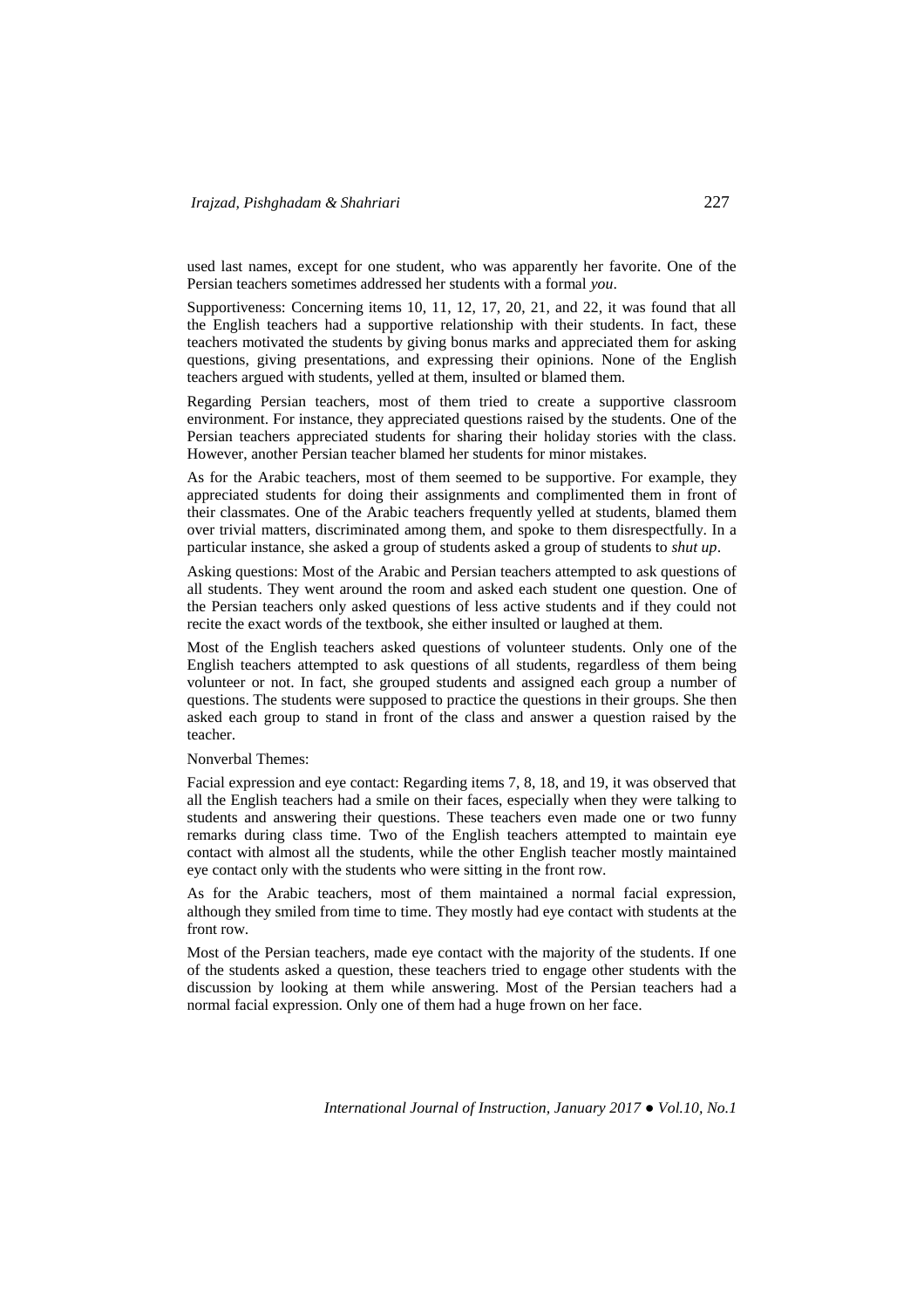used last names, except for one student, who was apparently her favorite. One of the Persian teachers sometimes addressed her students with a formal *you*.

Supportiveness: Concerning items 10, 11, 12, 17, 20, 21, and 22, it was found that all the English teachers had a supportive relationship with their students. In fact, these teachers motivated the students by giving bonus marks and appreciated them for asking questions, giving presentations, and expressing their opinions. None of the English teachers argued with students, yelled at them, insulted or blamed them.

Regarding Persian teachers, most of them tried to create a supportive classroom environment. For instance, they appreciated questions raised by the students. One of the Persian teachers appreciated students for sharing their holiday stories with the class. However, another Persian teacher blamed her students for minor mistakes.

As for the Arabic teachers, most of them seemed to be supportive. For example, they appreciated students for doing their assignments and complimented them in front of their classmates. One of the Arabic teachers frequently yelled at students, blamed them over trivial matters, discriminated among them, and spoke to them disrespectfully. In a particular instance, she asked a group of students asked a group of students to *shut up*.

Asking questions: Most of the Arabic and Persian teachers attempted to ask questions of all students. They went around the room and asked each student one question. One of the Persian teachers only asked questions of less active students and if they could not recite the exact words of the textbook, she either insulted or laughed at them.

Most of the English teachers asked questions of volunteer students. Only one of the English teachers attempted to ask questions of all students, regardless of them being volunteer or not. In fact, she grouped students and assigned each group a number of questions. The students were supposed to practice the questions in their groups. She then asked each group to stand in front of the class and answer a question raised by the teacher.

Nonverbal Themes:

Facial expression and eye contact: Regarding items 7, 8, 18, and 19, it was observed that all the English teachers had a smile on their faces, especially when they were talking to students and answering their questions. These teachers even made one or two funny remarks during class time. Two of the English teachers attempted to maintain eye contact with almost all the students, while the other English teacher mostly maintained eye contact only with the students who were sitting in the front row.

As for the Arabic teachers, most of them maintained a normal facial expression, although they smiled from time to time. They mostly had eye contact with students at the front row.

Most of the Persian teachers, made eye contact with the majority of the students. If one of the students asked a question, these teachers tried to engage other students with the discussion by looking at them while answering. Most of the Persian teachers had a normal facial expression. Only one of them had a huge frown on her face.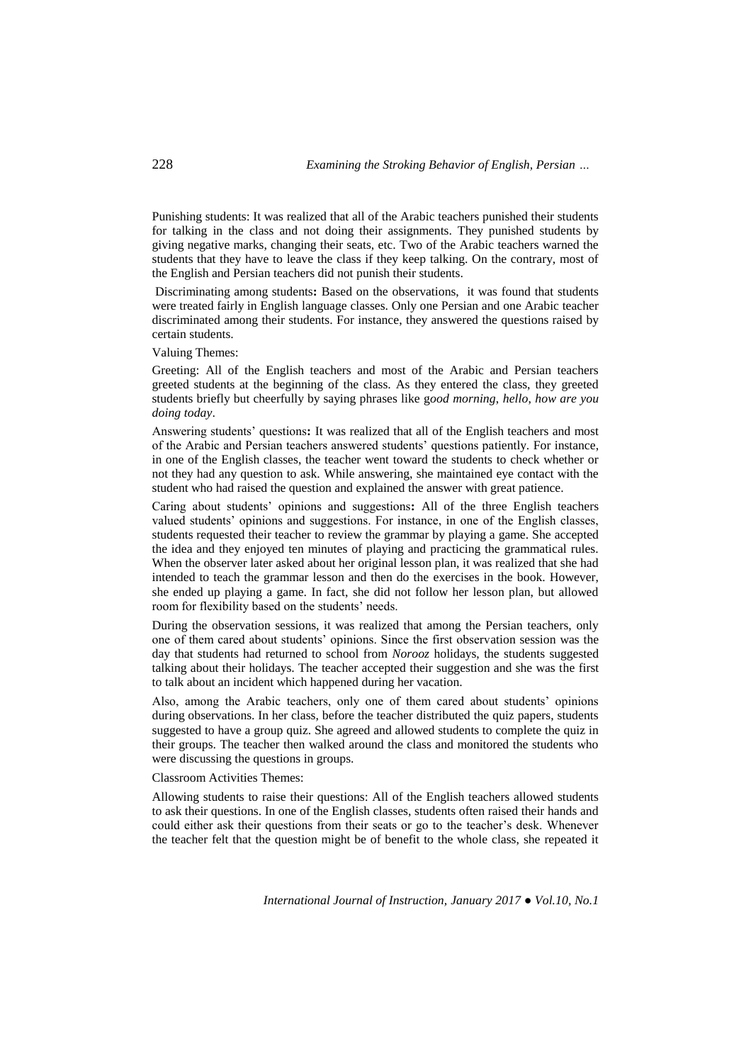Punishing students: It was realized that all of the Arabic teachers punished their students for talking in the class and not doing their assignments. They punished students by giving negative marks, changing their seats, etc. Two of the Arabic teachers warned the students that they have to leave the class if they keep talking. On the contrary, most of the English and Persian teachers did not punish their students.

Discriminating among students**:** Based on the observations, it was found that students were treated fairly in English language classes. Only one Persian and one Arabic teacher discriminated among their students. For instance, they answered the questions raised by certain students.

Valuing Themes:

Greeting: All of the English teachers and most of the Arabic and Persian teachers greeted students at the beginning of the class. As they entered the class, they greeted students briefly but cheerfully by saying phrases like g*ood morning, hello, how are you doing today*.

Answering students' questions**:** It was realized that all of the English teachers and most of the Arabic and Persian teachers answered students' questions patiently. For instance, in one of the English classes, the teacher went toward the students to check whether or not they had any question to ask. While answering, she maintained eye contact with the student who had raised the question and explained the answer with great patience.

Caring about students' opinions and suggestions**:** All of the three English teachers valued students' opinions and suggestions. For instance, in one of the English classes, students requested their teacher to review the grammar by playing a game. She accepted the idea and they enjoyed ten minutes of playing and practicing the grammatical rules. When the observer later asked about her original lesson plan, it was realized that she had intended to teach the grammar lesson and then do the exercises in the book. However, she ended up playing a game. In fact, she did not follow her lesson plan, but allowed room for flexibility based on the students' needs.

During the observation sessions, it was realized that among the Persian teachers, only one of them cared about students' opinions. Since the first observation session was the day that students had returned to school from *Norooz* holidays, the students suggested talking about their holidays. The teacher accepted their suggestion and she was the first to talk about an incident which happened during her vacation.

Also, among the Arabic teachers, only one of them cared about students' opinions during observations. In her class, before the teacher distributed the quiz papers, students suggested to have a group quiz. She agreed and allowed students to complete the quiz in their groups. The teacher then walked around the class and monitored the students who were discussing the questions in groups.

Classroom Activities Themes:

Allowing students to raise their questions: All of the English teachers allowed students to ask their questions. In one of the English classes, students often raised their hands and could either ask their questions from their seats or go to the teacher's desk. Whenever the teacher felt that the question might be of benefit to the whole class, she repeated it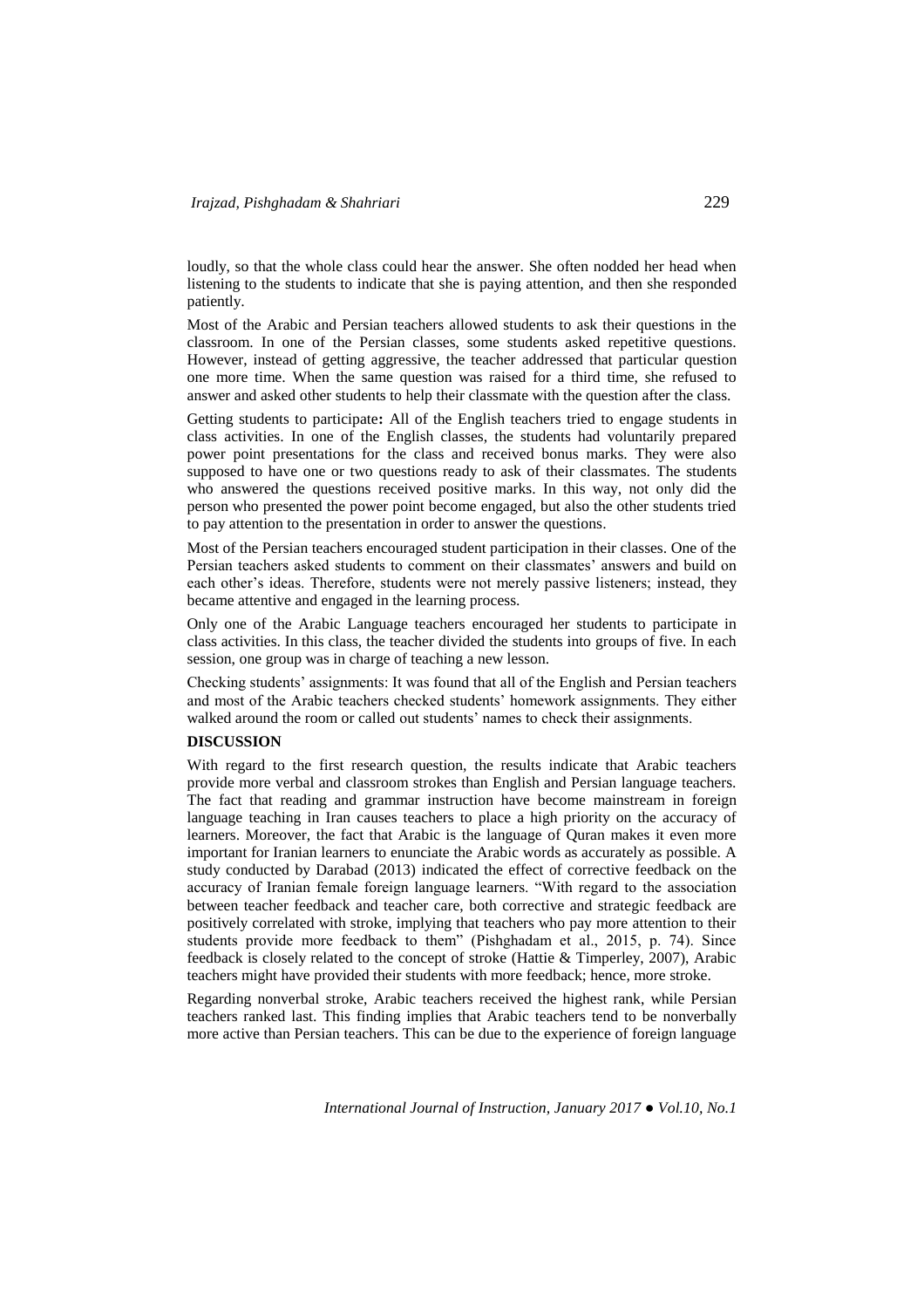loudly, so that the whole class could hear the answer. She often nodded her head when listening to the students to indicate that she is paying attention, and then she responded patiently.

Most of the Arabic and Persian teachers allowed students to ask their questions in the classroom. In one of the Persian classes, some students asked repetitive questions. However, instead of getting aggressive, the teacher addressed that particular question one more time. When the same question was raised for a third time, she refused to answer and asked other students to help their classmate with the question after the class.

Getting students to participate**:** All of the English teachers tried to engage students in class activities. In one of the English classes, the students had voluntarily prepared power point presentations for the class and received bonus marks. They were also supposed to have one or two questions ready to ask of their classmates. The students who answered the questions received positive marks. In this way, not only did the person who presented the power point become engaged, but also the other students tried to pay attention to the presentation in order to answer the questions.

Most of the Persian teachers encouraged student participation in their classes. One of the Persian teachers asked students to comment on their classmates' answers and build on each other's ideas. Therefore, students were not merely passive listeners; instead, they became attentive and engaged in the learning process.

Only one of the Arabic Language teachers encouraged her students to participate in class activities. In this class, the teacher divided the students into groups of five. In each session, one group was in charge of teaching a new lesson.

Checking students' assignments: It was found that all of the English and Persian teachers and most of the Arabic teachers checked students' homework assignments. They either walked around the room or called out students' names to check their assignments.

## DISCUSSION

With regard to the first research question, the results indicate that Arabic teachers provide more verbal and classroom strokes than English and Persian language teachers. The fact that reading and grammar instruction have become mainstream in foreign language teaching in Iran causes teachers to place a high priority on the accuracy of learners. Moreover, the fact that Arabic is the language of Quran makes it even more important for Iranian learners to enunciate the Arabic words as accurately as possible. A study conducted by Darabad (2013) indicated the effect of corrective feedback on the accuracy of Iranian female foreign language learners. "With regard to the association between teacher feedback and teacher care, both corrective and strategic feedback are positively correlated with stroke, implying that teachers who pay more attention to their students provide more feedback to them" (Pishghadam et al., 2015, p. 74). Since feedback is closely related to the concept of stroke (Hattie & Timperley, 2007), Arabic teachers might have provided their students with more feedback; hence, more stroke.

Regarding nonverbal stroke, Arabic teachers received the highest rank, while Persian teachers ranked last. This finding implies that Arabic teachers tend to be nonverbally more active than Persian teachers. This can be due to the experience of foreign language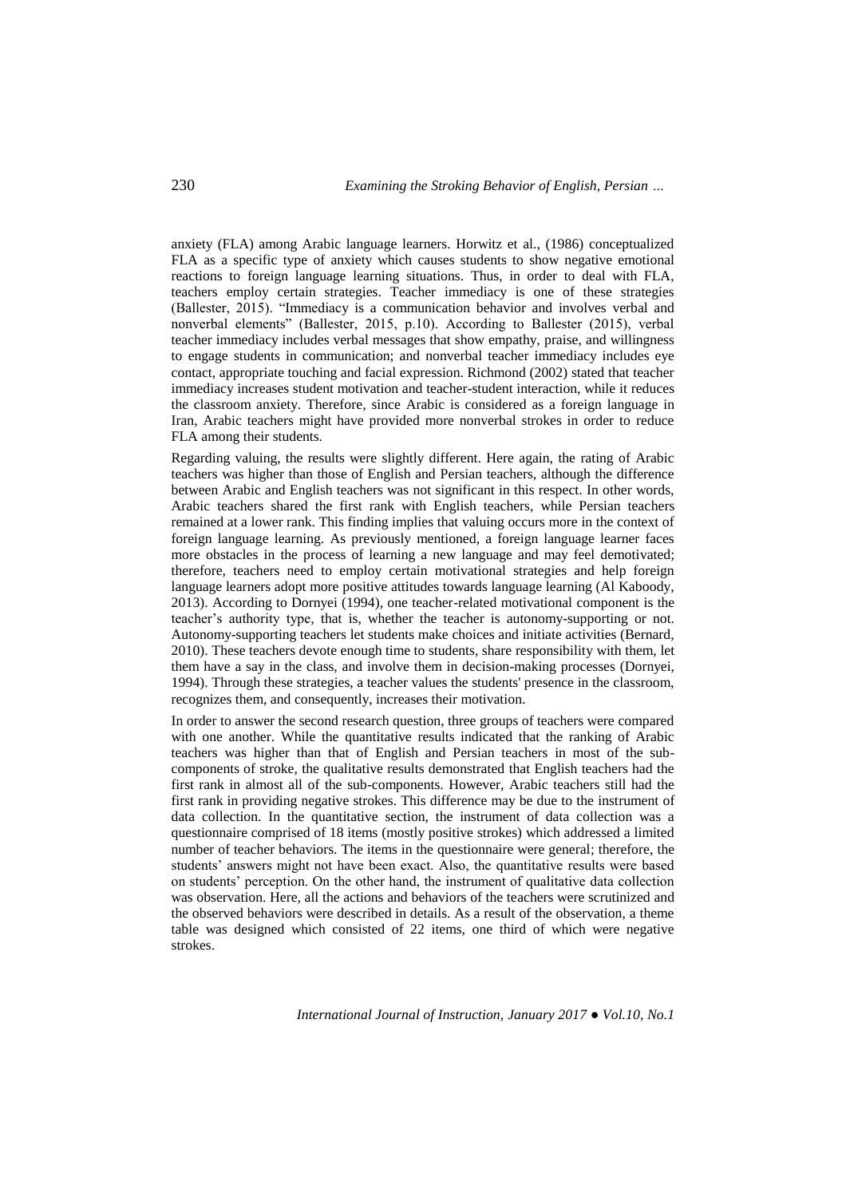anxiety (FLA) among Arabic language learners. Horwitz et al., (1986) conceptualized FLA as a specific type of anxiety which causes students to show negative emotional reactions to foreign language learning situations. Thus, in order to deal with FLA, teachers employ certain strategies. Teacher immediacy is one of these strategies (Ballester, 2015). "Immediacy is a communication behavior and involves verbal and nonverbal elements" (Ballester, 2015, p.10). According to Ballester (2015), verbal teacher immediacy includes verbal messages that show empathy, praise, and willingness to engage students in communication; and nonverbal teacher immediacy includes eye contact, appropriate touching and facial expression. Richmond (2002) stated that teacher immediacy increases student motivation and teacher-student interaction, while it reduces the classroom anxiety. Therefore, since Arabic is considered as a foreign language in Iran, Arabic teachers might have provided more nonverbal strokes in order to reduce FLA among their students.

Regarding valuing, the results were slightly different. Here again, the rating of Arabic teachers was higher than those of English and Persian teachers, although the difference between Arabic and English teachers was not significant in this respect. In other words, Arabic teachers shared the first rank with English teachers, while Persian teachers remained at a lower rank. This finding implies that valuing occurs more in the context of foreign language learning. As previously mentioned, a foreign language learner faces more obstacles in the process of learning a new language and may feel demotivated; therefore, teachers need to employ certain motivational strategies and help foreign language learners adopt more positive attitudes towards language learning (Al Kaboody, 2013). According to Dornyei (1994), one teacher-related motivational component is the teacher's authority type, that is, whether the teacher is autonomy-supporting or not. Autonomy-supporting teachers let students make choices and initiate activities (Bernard, 2010). These teachers devote enough time to students, share responsibility with them, let them have a say in the class, and involve them in decision-making processes (Dornyei, 1994). Through these strategies, a teacher values the students' presence in the classroom, recognizes them, and consequently, increases their motivation.

In order to answer the second research question, three groups of teachers were compared with one another. While the quantitative results indicated that the ranking of Arabic teachers was higher than that of English and Persian teachers in most of the sub-components of stroke, the qualitative results demonstrated that English teachers had the first rank in almost all of the sub-components. However, Arabic teachers still had the first rank in providing negative strokes. This difference may be due to the instrument of data collection. In the quantitative section, the instrument of data collection was a questionnaire comprised of 18 items (mostly positive strokes) which addressed a limited number of teacher behaviors. The items in the questionnaire were general; therefore, the students' answers might not have been exact. Also, the quantitative results were based on students' perception. On the other hand, the instrument of qualitative data collection was observation. Here, all the actions and behaviors of the teachers were scrutinized and the observed behaviors were described in details. As a result of the observation, a theme table was designed which consisted of 22 items, one third of which were negative strokes.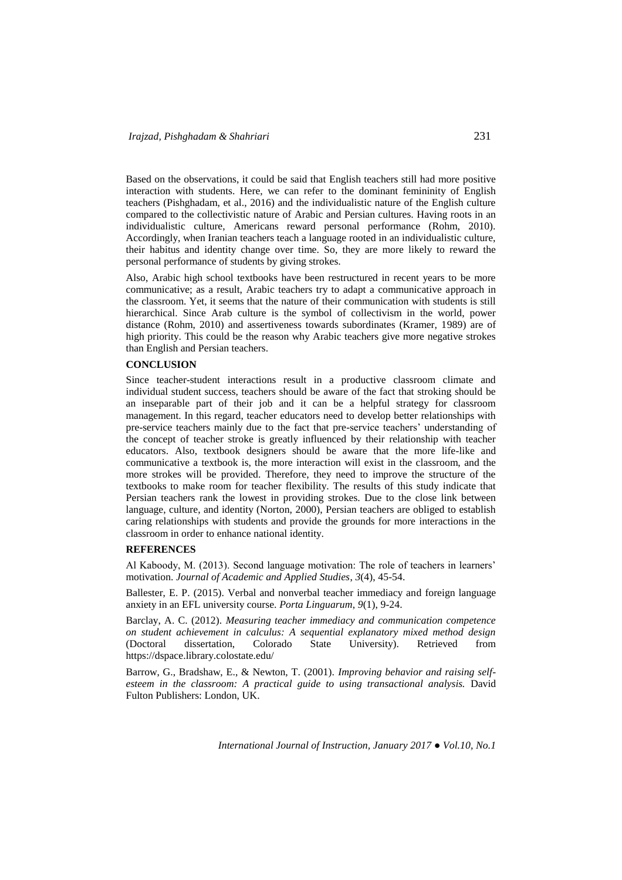Based on the observations, it could be said that English teachers still had more positive interaction with students. Here, we can refer to the dominant femininity of English teachers (Pishghadam, et al., 2016) and the individualistic nature of the English culture compared to the collectivistic nature of Arabic and Persian cultures. Having roots in an individualistic culture, Americans reward personal performance (Rohm, 2010). Accordingly, when Iranian teachers teach a language rooted in an individualistic culture, their habitus and identity change over time. So, they are more likely to reward the personal performance of students by giving strokes.

Also, Arabic high school textbooks have been restructured in recent years to be more communicative; as a result, Arabic teachers try to adapt a communicative approach in the classroom. Yet, it seems that the nature of their communication with students is still hierarchical. Since Arab culture is the symbol of collectivism in the world, power distance (Rohm, 2010) and assertiveness towards subordinates (Kramer, 1989) are of high priority. This could be the reason why Arabic teachers give more negative strokes than English and Persian teachers.

## CONCLUSION

Since teacher-student interactions result in a productive classroom climate and individual student success, teachers should be aware of the fact that stroking should be an inseparable part of their job and it can be a helpful strategy for classroom management. In this regard, teacher educators need to develop better relationships with pre-service teachers mainly due to the fact that pre-service teachers' understanding of the concept of teacher stroke is greatly influenced by their relationship with teacher educators. Also, textbook designers should be aware that the more life-like and communicative a textbook is, the more interaction will exist in the classroom, and the more strokes will be provided. Therefore, they need to improve the structure of the textbooks to make room for teacher flexibility. The results of this study indicate that Persian teachers rank the lowest in providing strokes. Due to the close link between language, culture, and identity (Norton, 2000), Persian teachers are obliged to establish caring relationships with students and provide the grounds for more interactions in the classroom in order to enhance national identity.

## REFERENCES

Al Kaboody, M. (2013). Second language motivation: The role of teachers in learners' motivation. *Journal of Academic and Applied Studies*, *3*(4), 45-54.

Ballester, E. P. (2015). Verbal and nonverbal teacher immediacy and foreign language anxiety in an EFL university course. *Porta Linguarum*, *9*(1), 9-24.

Barclay, A. C. (2012). *Measuring teacher immediacy and communication competence on student achievement in calculus: A sequential explanatory mixed method design* (Doctoral dissertation, Colorado State University). Retrieved from https://dspace.library.colostate.edu/

Barrow, G., Bradshaw, E., & Newton, T. (2001). *Improving behavior and raising self-esteem in the classroom: A practical guide to using transactional analysis.* David Fulton Publishers: London, UK.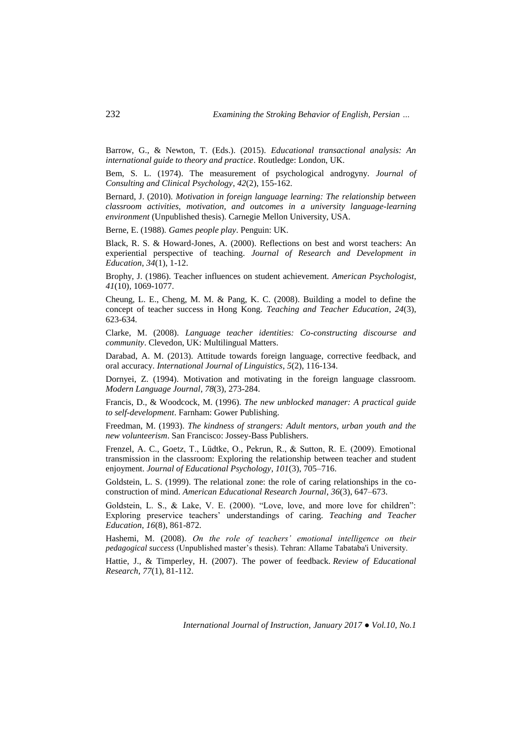Barrow, G., & Newton, T. (Eds.). (2015). *Educational transactional analysis: An international guide to theory and practice*. Routledge: London, UK.

Bem, S. L. (1974). The measurement of psychological androgyny. *Journal of Consulting and Clinical Psychology*, *42*(2), 155-162.

Bernard, J. (2010). *Motivation in foreign language learning: The relationship between classroom activities, motivation, and outcomes in a university language-learning environment* (Unpublished thesis). Carnegie Mellon University, USA.

Berne, E. (1988). *Games people play*. Penguin: UK.

Black, R. S. & Howard-Jones, A. (2000). Reflections on best and worst teachers: An experiential perspective of teaching. *Journal of Research and Development in Education*, *34*(1), 1-12.

Brophy, J. (1986). Teacher influences on student achievement. *American Psychologist*, *41*(10), 1069-1077.

Cheung, L. E., Cheng, M. M. & Pang, K. C. (2008). Building a model to define the concept of teacher success in Hong Kong. *Teaching and Teacher Education*, *24*(3), 623-634.

Clarke, M. (2008). *Language teacher identities: Co-constructing discourse and community*. Clevedon, UK: Multilingual Matters.

Darabad, A. M. (2013). Attitude towards foreign language, corrective feedback, and oral accuracy. *International Journal of Linguistics*, *5*(2), 116-134.

Dornyei, Z. (1994). Motivation and motivating in the foreign language classroom. *Modern Language Journal*, *78*(3), 273-284.

Francis, D., & Woodcock, M. (1996). *The new unblocked manager: A practical guide to self-development*. Farnham: Gower Publishing.

Freedman, M. (1993). *The kindness of strangers: Adult mentors, urban youth and the new volunteerism*. San Francisco: Jossey-Bass Publishers.

Frenzel, A. C., Goetz, T., Lüdtke, O., Pekrun, R., & Sutton, R. E. (2009). Emotional transmission in the classroom: Exploring the relationship between teacher and student enjoyment. *Journal of Educational Psychology*, *101*(3), 705–716.

Goldstein, L. S. (1999). The relational zone: the role of caring relationships in the co-construction of mind. *American Educational Research Journal*, *36*(3), 647–673.

Goldstein, L. S., & Lake, V. E. (2000). "Love, love, and more love for children": Exploring preservice teachers' understandings of caring. *Teaching and Teacher Education*, *16*(8), 861-872.

Hashemi, M. (2008). *On the role of teachers' emotional intelligence on their pedagogical success* (Unpublished master's thesis). Tehran: Allame Tabataba'i University.

Hattie, J., & Timperley, H. (2007). The power of feedback. *Review of Educational Research*, *77*(1), 81-112.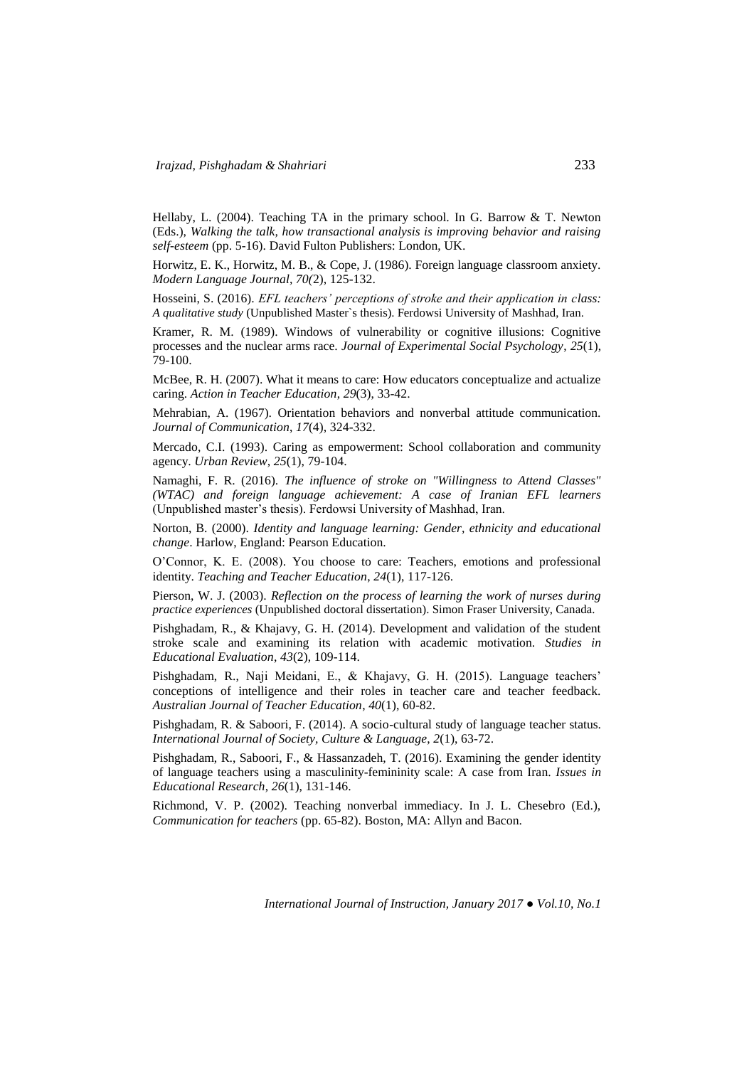Hellaby, L. (2004). Teaching TA in the primary school. In G. Barrow & T. Newton (Eds.), *Walking the talk, how transactional analysis is improving behavior and raising self-esteem* (pp. 5-16). David Fulton Publishers: London, UK.

Horwitz, E. K., Horwitz, M. B., & Cope, J. (1986). Foreign language classroom anxiety. *Modern Language Journal*, *70(*2), 125-132.

Hosseini, S. (2016). *EFL teachers' perceptions of stroke and their application in class: A qualitative study* (Unpublished Master`s thesis). Ferdowsi University of Mashhad, Iran.

Kramer, R. M. (1989). Windows of vulnerability or cognitive illusions: Cognitive processes and the nuclear arms race. *Journal of Experimental Social Psychology*, *25*(1), 79-100.

McBee, R. H. (2007). What it means to care: How educators conceptualize and actualize caring. *Action in Teacher Education*, *29*(3), 33-42.

Mehrabian, A. (1967). Orientation behaviors and nonverbal attitude communication. *Journal of Communication*, *17*(4), 324-332.

Mercado, C.I. (1993). Caring as empowerment: School collaboration and community agency. *Urban Review*, *25*(1), 79-104.

Namaghi, F. R. (2016). *The influence of stroke on "Willingness to Attend Classes" (WTAC) and foreign language achievement: A case of Iranian EFL learners* (Unpublished master's thesis). Ferdowsi University of Mashhad, Iran.

Norton, B. (2000). *Identity and language learning: Gender, ethnicity and educational change*. Harlow, England: Pearson Education.

O'Connor, K. E. (2008). You choose to care: Teachers, emotions and professional identity. *Teaching and Teacher Education*, *24*(1), 117-126.

Pierson, W. J. (2003). *Reflection on the process of learning the work of nurses during practice experiences* (Unpublished doctoral dissertation). Simon Fraser University, Canada.

Pishghadam, R., & Khajavy, G. H. (2014). Development and validation of the student stroke scale and examining its relation with academic motivation. *Studies in Educational Evaluation*, *43*(2), 109-114.

Pishghadam, R., Naji Meidani, E., & Khajavy, G. H. (2015). Language teachers' conceptions of intelligence and their roles in teacher care and teacher feedback. *Australian Journal of Teacher Education*, *40*(1), 60-82.

Pishghadam, R. & Saboori, F. (2014). A socio-cultural study of language teacher status. *International Journal of Society, Culture & Language*, *2*(1), 63-72.

Pishghadam, R., Saboori, F., & Hassanzadeh, T. (2016). Examining the gender identity of language teachers using a masculinity-femininity scale: A case from Iran. *Issues in Educational Research*, *26*(1), 131-146.

Richmond, V. P. (2002). Teaching nonverbal immediacy. In J. L. Chesebro (Ed.), *Communication for teachers* (pp. 65-82). Boston, MA: Allyn and Bacon.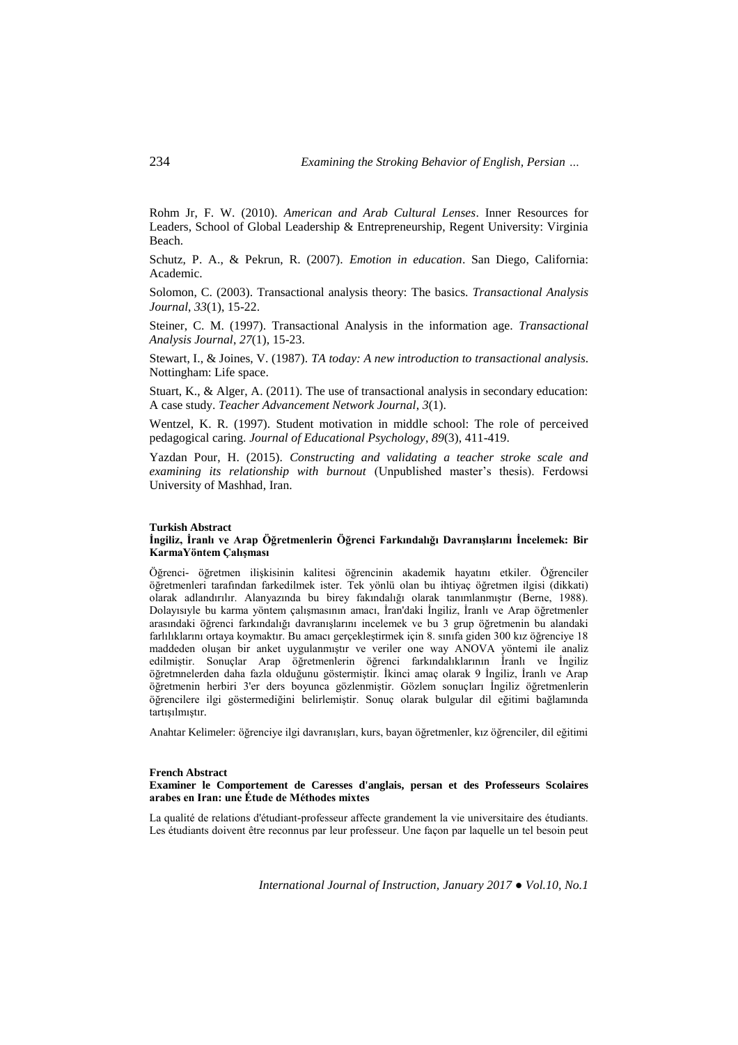Rohm Jr, F. W. (2010). *American and Arab Cultural Lenses*. Inner Resources for Leaders, School of Global Leadership & Entrepreneurship, Regent University: Virginia Beach.

Schutz, P. A., & Pekrun, R. (2007). *Emotion in education*. San Diego, California: Academic.

Solomon, C. (2003). Transactional analysis theory: The basics. *Transactional Analysis Journal*, *33*(1), 15-22.

Steiner, C. M. (1997). Transactional Analysis in the information age. *Transactional Analysis Journal*, *27*(1), 15-23.

Stewart, I., & Joines, V. (1987). *TA today: A new introduction to transactional analysis*. Nottingham: Life space.

Stuart, K., & Alger, A. (2011). The use of transactional analysis in secondary education: A case study. *Teacher Advancement Network Journal*, *3*(1).

Wentzel, K. R. (1997). Student motivation in middle school: The role of perceived pedagogical caring. *Journal of Educational Psychology*, *89*(3), 411-419.

Yazdan Pour, H. (2015). *Constructing and validating a teacher stroke scale and examining its relationship with burnout* (Unpublished master's thesis). Ferdowsi University of Mashhad, Iran.

**Turkish Abstract**

**İngiliz, İranlı ve Arap Öğretmenlerin Öğrenci Farkındalığı Davranışlarını İncelemek: Bir KarmaYöntem Çalışması**

Öğrenci- öğretmen ilişkisinin kalitesi öğrencinin akademik hayatını etkiler. Öğrenciler öğretmenleri tarafından farkedilmek ister. Tek yönlü olan bu ihtiyaç öğretmen ilgisi (dikkati) olarak adlandırılır. Alanyazında bu birey fakındalığı olarak tanımlanmıştır (Berne, 1988). Dolayısıyle bu karma yöntem çalışmasının amacı, İran'daki İngiliz, İranlı ve Arap öğretmenler arasındaki öğrenci farkındalığı davranışlarını incelemek ve bu 3 grup öğretmenin bu alandaki farlılıklarını ortaya koymaktır. Bu amacı gerçekleştirmek için 8. sınıfa giden 300 kız öğrenciye 18 maddeden oluşan bir anket uygulanmıştır ve veriler one way ANOVA yöntemi ile analiz edilmiştir. Sonuçlar Arap öğretmenlerin öğrenci farkındalıklarının İranlı ve İngiliz öğretmnelerden daha fazla olduğunu göstermiştir. İkinci amaç olarak 9 İngiliz, İranlı ve Arap öğretmenin herbiri 3'er ders boyunca gözlenmiştir. Gözlem sonuçları İngiliz öğretmenlerin öğrencilere ilgi göstermediğini belirlemiştir. Sonuç olarak bulgular dil eğitimi bağlamında tartışılmıştır.

Anahtar Kelimeler: öğrenciye ilgi davranışları, kurs, bayan öğretmenler, kız öğrenciler, dil eğitimi

**French Abstract**

**Examiner le Comportement de Caresses d'anglais, persan et des Professeurs Scolaires arabes en Iran: une Étude de Méthodes mixtes**

La qualité de relations d'étudiant-professeur affecte grandement la vie universitaire des étudiants. Les étudiants doivent être reconnus par leur professeur. Une façon par laquelle un tel besoin peut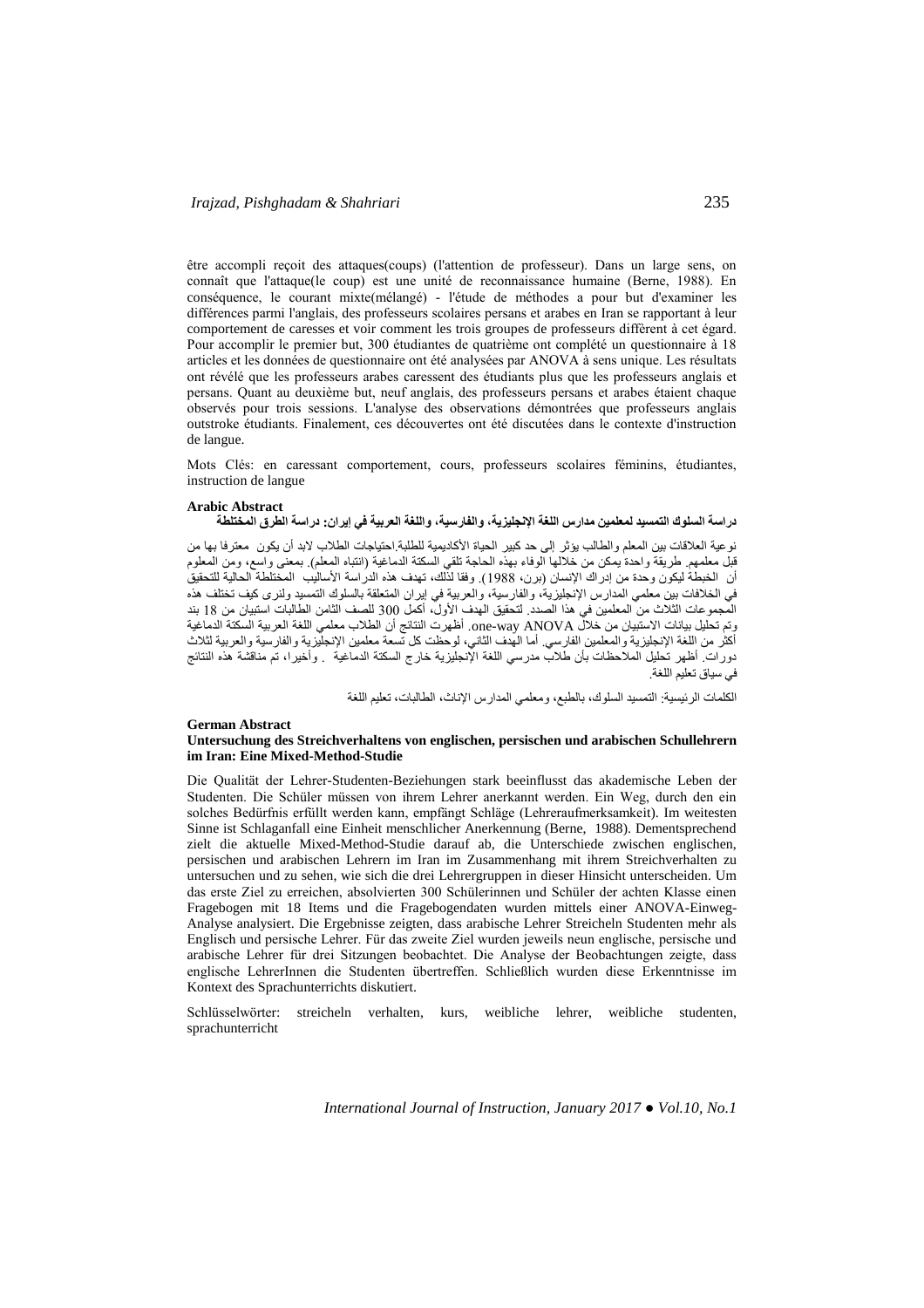être accompli reçoit des attaques(coups) (l'attention de professeur). Dans un large sens, on connaît que l'attaque(le coup) est une unité de reconnaissance humaine (Berne, 1988). En conséquence, le courant mixte(mélangé) - l'étude de méthodes a pour but d'examiner les différences parmi l'anglais, des professeurs scolaires persans et arabes en Iran se rapportant à leur comportement de caresses et voir comment les trois groupes de professeurs diffèrent à cet égard. Pour accomplir le premier but, 300 étudiantes de quatrième ont complété un questionnaire à 18 articles et les données de questionnaire ont été analysées par ANOVA à sens unique. Les résultats ont révélé que les professeurs arabes caressent des étudiants plus que les professeurs anglais et persans. Quant au deuxième but, neuf anglais, des professeurs persans et arabes étaient chaque observés pour trois sessions. L'analyse des observations démontrées que professeurs anglais outstroke étudiants. Finalement, ces découvertes ont été discutées dans le contexte d'instruction de langue.

Mots Clés: en caressant comportement, cours, professeurs scolaires féminins, étudiantes, instruction de langue

**Arabic Abstract**

**دراسة السلوك التمسيد لمعلمين مدارس اللغة الإنجليزية، والفارسية، واللغة العربية في إيران: دراسة الطرق المختلطة**

نوعية العلاقات بين المعلم والطالب يؤثر إلى حد كبير الحياة الأكاديمية للطلبة.احتياجات الطلاب لابد أن يكون معترفا بها من قبل معلمهم. طريقة واحدة يمكن من خلالها الوفاء بهذه الحاجة تلقي السكتة الدماغية (انتباه المعلم). بمعنى واسع، ومن المعلوم أن الخبطة ليكون وحدة من إدراك الإنسان (برن، 1988). وفقا لذلك، تهدف هذه الدراسة الأساليب المختلطة الحالية للتحقيق في الخلافات بين معلمي المدارس الإنجليزية، والفارسية، والعربية في إيران المتعلقة بالسلوك التمسيد ولنرى كيف تختلف هذه المجموعات الثلاث من المعلمين في هذا الصدد. لتحقيق الهدف الأول، أكمل 300 للصف الثامن الطالبات استبيان من 18 بند وتم تحليل بيانات الاستبيان من خلال one-way ANOVA. أظهرت النتائج أن الطلاب معلمي اللغة العربية السكتة الدماغية أكثر من اللغة الإنجليزية والمعلمين الفارسي. أما الهدف الثاني، لوحظت كل تسعة معلمين الإنجليزية والفارسية والعربية لثلاث دورات. أظهر تحليل الملاحظات بأن طلاب مدرسي اللغة الإنجليزية خارج السكتة الدماغية . وأخيرا، تم مناقشة هذه النتائج في سياق تعليم اللغة.

الكلمات الرئيسية: التمسيد السلوك، بالطبع، ومعلمي المدارس الإناث، الطالبات، تعليم اللغة

**German Abstract**

**Untersuchung des Streichverhaltens von englischen, persischen und arabischen Schullehrern im Iran: Eine Mixed-Method-Studie**

Die Qualität der Lehrer-Studenten-Beziehungen stark beeinflusst das akademische Leben der Studenten. Die Schüler müssen von ihrem Lehrer anerkannt werden. Ein Weg, durch den ein solches Bedürfnis erfüllt werden kann, empfängt Schläge (Lehreraufmerksamkeit). Im weitesten Sinne ist Schlaganfall eine Einheit menschlicher Anerkennung (Berne, 1988). Dementsprechend zielt die aktuelle Mixed-Method-Studie darauf ab, die Unterschiede zwischen englischen, persischen und arabischen Lehrern im Iran im Zusammenhang mit ihrem Streichverhalten zu untersuchen und zu sehen, wie sich die drei Lehrergruppen in dieser Hinsicht unterscheiden. Um das erste Ziel zu erreichen, absolvierten 300 Schülerinnen und Schüler der achten Klasse einen Fragebogen mit 18 Items und die Fragebogendaten wurden mittels einer ANOVA-Einweg-Analyse analysiert. Die Ergebnisse zeigten, dass arabische Lehrer Streicheln Studenten mehr als Englisch und persische Lehrer. Für das zweite Ziel wurden jeweils neun englische, persische und arabische Lehrer für drei Sitzungen beobachtet. Die Analyse der Beobachtungen zeigte, dass englische LehrerInnen die Studenten übertreffen. Schließlich wurden diese Erkenntnisse im Kontext des Sprachunterrichts diskutiert.

Schlüsselwörter: streicheln verhalten, kurs, weibliche lehrer, weibliche studenten, sprachunterricht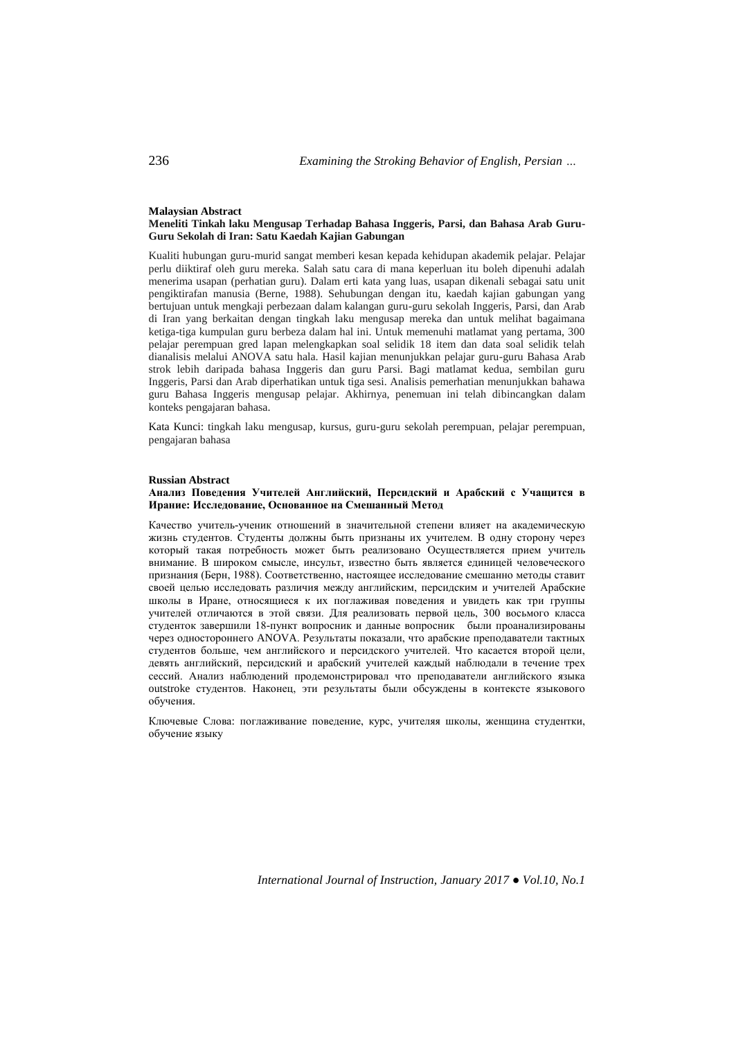**Malaysian Abstract**

**Meneliti Tinkah laku Mengusap Terhadap Bahasa Inggeris, Parsi, dan Bahasa Arab Guru-Guru Sekolah di Iran: Satu Kaedah Kajian Gabungan**

Kualiti hubungan guru-murid sangat memberi kesan kepada kehidupan akademik pelajar. Pelajar perlu diiktiraf oleh guru mereka. Salah satu cara di mana keperluan itu boleh dipenuhi adalah menerima usapan (perhatian guru). Dalam erti kata yang luas, usapan dikenali sebagai satu unit pengiktirafan manusia (Berne, 1988). Sehubungan dengan itu, kaedah kajian gabungan yang bertujuan untuk mengkaji perbezaan dalam kalangan guru-guru sekolah Inggeris, Parsi, dan Arab di Iran yang berkaitan dengan tingkah laku mengusap mereka dan untuk melihat bagaimana ketiga-tiga kumpulan guru berbeza dalam hal ini. Untuk memenuhi matlamat yang pertama, 300 pelajar perempuan gred lapan melengkapkan soal selidik 18 item dan data soal selidik telah dianalisis melalui ANOVA satu hala. Hasil kajian menunjukkan pelajar guru-guru Bahasa Arab strok lebih daripada bahasa Inggeris dan guru Parsi. Bagi matlamat kedua, sembilan guru Inggeris, Parsi dan Arab diperhatikan untuk tiga sesi. Analisis pemerhatian menunjukkan bahawa guru Bahasa Inggeris mengusap pelajar. Akhirnya, penemuan ini telah dibincangkan dalam konteks pengajaran bahasa.

Kata Kunci: tingkah laku mengusap, kursus, guru-guru sekolah perempuan, pelajar perempuan, pengajaran bahasa

**Russian Abstract**

**Анализ Поведения Учителей Английский, Персидский и Арабский с Учащится в Иране: Исследование, Основанное на Смешанный Метод**

Качество учитель-ученик отношений в значительной степени влияет на академическую жизнь студентов. Студенты должны быть признаны их учителем. В одну сторону через который такая потребность может быть реализовано Осуществляется прием учитель внимание. В широком смысле, инсульт, известно быть является единицей человеческого признания (Берн, 1988). Соответственно, настоящее исследование смешанно методы ставит своей целью исследовать различия между английским, персидским и учителей Арабские школы в Иране, относящиеся к их поглаживая поведения и увидеть как три группы учителей отличаются в этой связи. Для реализовать первой цель, 300 восьмого класса студенток завершили 18-пункт вопросник и данные вопросник были проанализированы через одностороннего ANOVA. Результаты показали, что арабские преподаватели тактных студентов больше, чем английского и персидского учителей. Что касается второй цели, девять английский, персидский и арабский учителей каждый наблюдали в течение трех сессий. Анализ наблюдений продемонстрировал что преподаватели английского языка outstroke студентов. Наконец, эти результаты были обсуждены в контексте языкового обучения.

Ключевые Слова: поглаживание поведение, курс, учителяя школы, женщина студентки, обучение языку